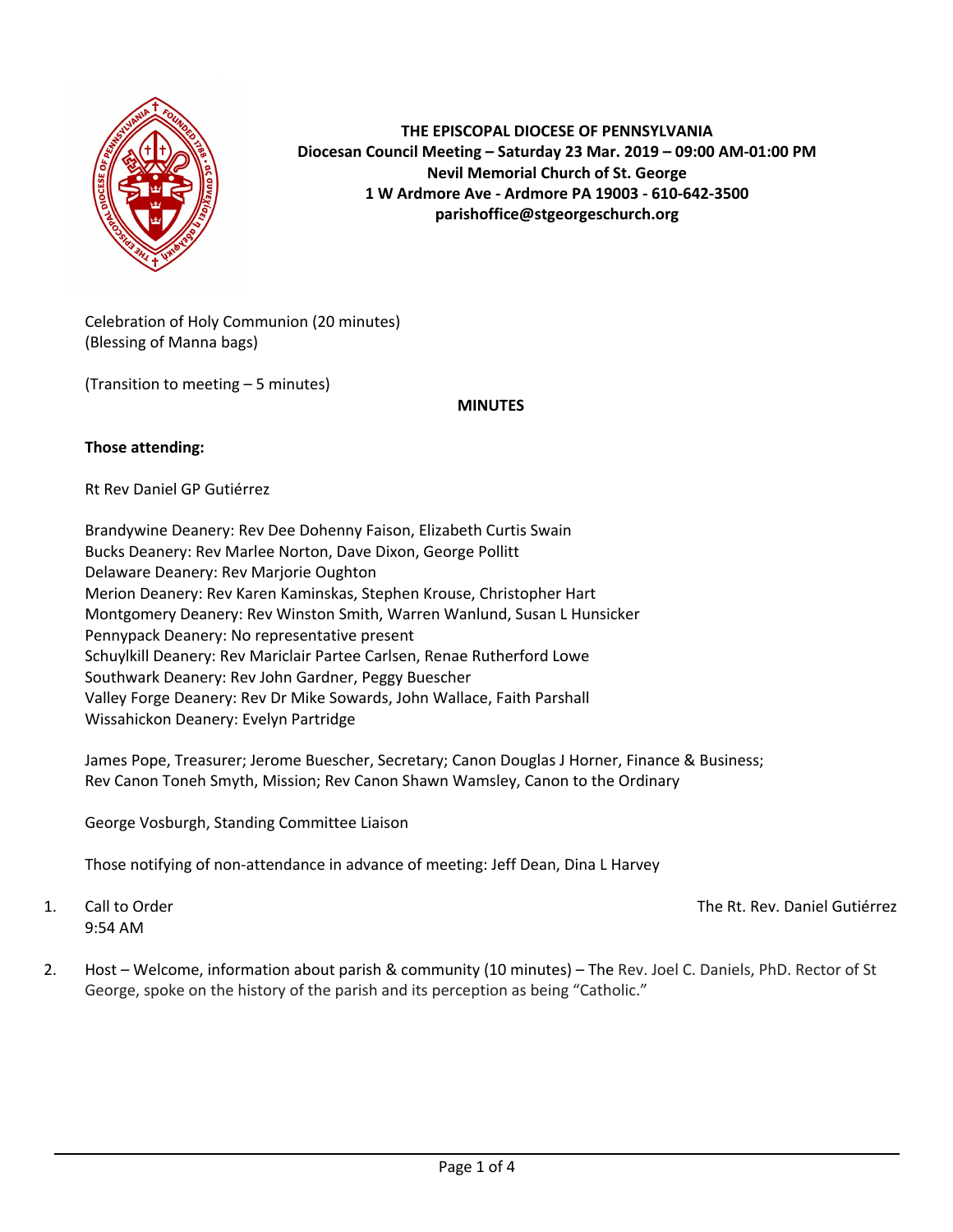**THE EPISCOPAL DIOCESE OF PENNSYLVANIA**
**Diocesan Council Meeting – Saturday 23 Mar. 2019 – 09:00 AM-01:00 PM**
**Nevil Memorial Church of St. George**
**1 W Ardmore Ave - Ardmore PA 19003 - 610-642-3500**
**parishoffice@stgeorgeschurch.org**

Celebration of Holy Communion (20 minutes)
(Blessing of Manna bags)

(Transition to meeting – 5 minutes)

**MINUTES**

**Those attending:**

Rt Rev Daniel GP Gutiérrez

Brandywine Deanery: Rev Dee Dohenny Faison, Elizabeth Curtis Swain
Bucks Deanery: Rev Marlee Norton, Dave Dixon, George Pollitt
Delaware Deanery: Rev Marjorie Oughton
Merion Deanery: Rev Karen Kaminskas, Stephen Krouse, Christopher Hart
Montgomery Deanery: Rev Winston Smith, Warren Wanlund, Susan L Hunsicker
Pennypack Deanery: No representative present
Schuylkill Deanery: Rev Mariclair Partee Carlsen, Renae Rutherford Lowe
Southwark Deanery: Rev John Gardner, Peggy Buescher
Valley Forge Deanery: Rev Dr Mike Sowards, John Wallace, Faith Parshall
Wissahickon Deanery: Evelyn Partridge

James Pope, Treasurer; Jerome Buescher, Secretary; Canon Douglas J Horner, Finance & Business; Rev Canon Toneh Smyth, Mission; Rev Canon Shawn Wamsley, Canon to the Ordinary

George Vosburgh, Standing Committee Liaison

Those notifying of non-attendance in advance of meeting: Jeff Dean, Dina L Harvey

1. Call to Order — The Rt. Rev. Daniel Gutiérrez
   9:54 AM

2. Host – Welcome, information about parish & community (10 minutes) – The Rev. Joel C. Daniels, PhD. Rector of St George, spoke on the history of the parish and its perception as being "Catholic."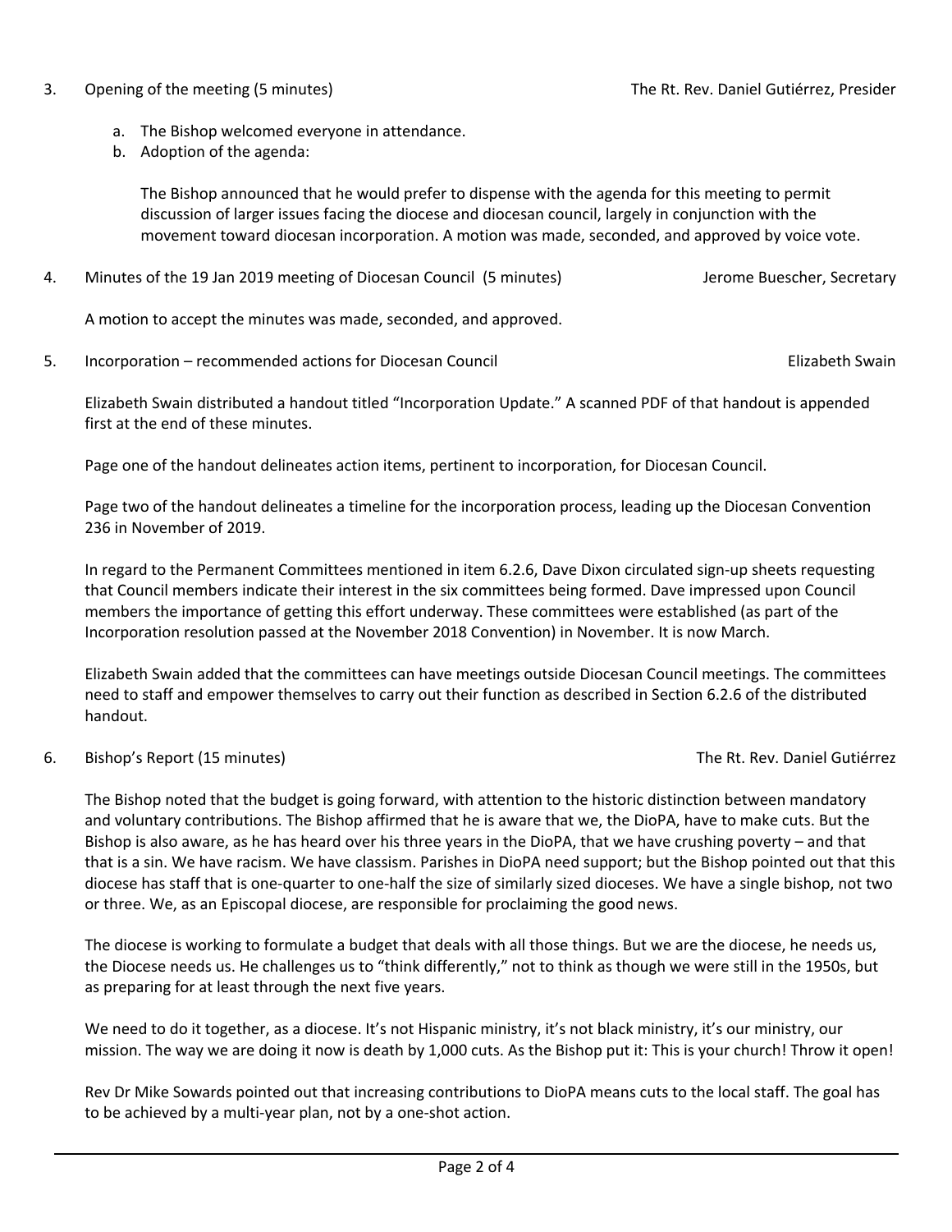3. Opening of the meeting (5 minutes) — The Rt. Rev. Daniel Gutiérrez, Presider

   a. The Bishop welcomed everyone in attendance.
   b. Adoption of the agenda:

      The Bishop announced that he would prefer to dispense with the agenda for this meeting to permit discussion of larger issues facing the diocese and diocesan council, largely in conjunction with the movement toward diocesan incorporation. A motion was made, seconded, and approved by voice vote.

4. Minutes of the 19 Jan 2019 meeting of Diocesan Council (5 minutes) — Jerome Buescher, Secretary

   A motion to accept the minutes was made, seconded, and approved.

5. Incorporation – recommended actions for Diocesan Council — Elizabeth Swain

   Elizabeth Swain distributed a handout titled "Incorporation Update." A scanned PDF of that handout is appended first at the end of these minutes.

   Page one of the handout delineates action items, pertinent to incorporation, for Diocesan Council.

   Page two of the handout delineates a timeline for the incorporation process, leading up the Diocesan Convention 236 in November of 2019.

   In regard to the Permanent Committees mentioned in item 6.2.6, Dave Dixon circulated sign-up sheets requesting that Council members indicate their interest in the six committees being formed. Dave impressed upon Council members the importance of getting this effort underway. These committees were established (as part of the Incorporation resolution passed at the November 2018 Convention) in November. It is now March.

   Elizabeth Swain added that the committees can have meetings outside Diocesan Council meetings. The committees need to staff and empower themselves to carry out their function as described in Section 6.2.6 of the distributed handout.

6. Bishop's Report (15 minutes) — The Rt. Rev. Daniel Gutiérrez

   The Bishop noted that the budget is going forward, with attention to the historic distinction between mandatory and voluntary contributions. The Bishop affirmed that he is aware that we, the DioPA, have to make cuts. But the Bishop is also aware, as he has heard over his three years in the DioPA, that we have crushing poverty – and that that is a sin. We have racism. We have classism. Parishes in DioPA need support; but the Bishop pointed out that this diocese has staff that is one-quarter to one-half the size of similarly sized dioceses. We have a single bishop, not two or three. We, as an Episcopal diocese, are responsible for proclaiming the good news.

   The diocese is working to formulate a budget that deals with all those things. But we are the diocese, he needs us, the Diocese needs us. He challenges us to "think differently," not to think as though we were still in the 1950s, but as preparing for at least through the next five years.

   We need to do it together, as a diocese. It's not Hispanic ministry, it's not black ministry, it's our ministry, our mission. The way we are doing it now is death by 1,000 cuts. As the Bishop put it: This is your church! Throw it open!

   Rev Dr Mike Sowards pointed out that increasing contributions to DioPA means cuts to the local staff. The goal has to be achieved by a multi-year plan, not by a one-shot action.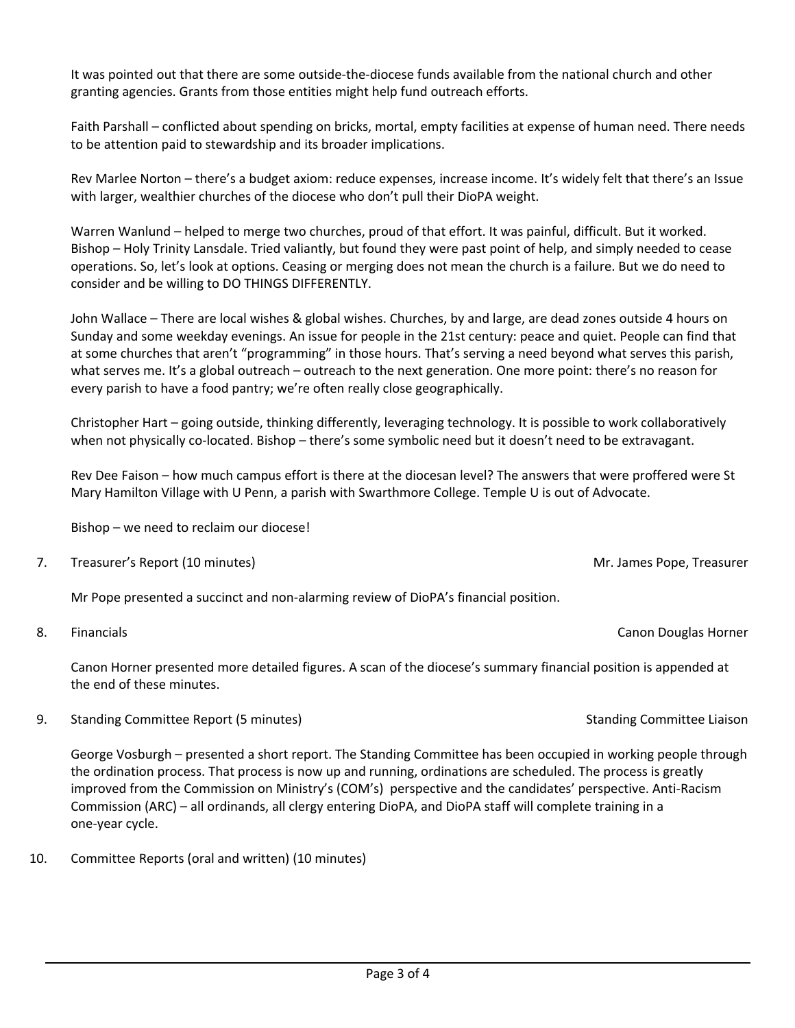It was pointed out that there are some outside-the-diocese funds available from the national church and other granting agencies. Grants from those entities might help fund outreach efforts.

Faith Parshall – conflicted about spending on bricks, mortal, empty facilities at expense of human need. There needs to be attention paid to stewardship and its broader implications.

Rev Marlee Norton – there's a budget axiom: reduce expenses, increase income. It's widely felt that there's an Issue with larger, wealthier churches of the diocese who don't pull their DioPA weight.

Warren Wanlund – helped to merge two churches, proud of that effort. It was painful, difficult. But it worked. Bishop – Holy Trinity Lansdale. Tried valiantly, but found they were past point of help, and simply needed to cease operations. So, let's look at options. Ceasing or merging does not mean the church is a failure. But we do need to consider and be willing to DO THINGS DIFFERENTLY.

John Wallace – There are local wishes & global wishes. Churches, by and large, are dead zones outside 4 hours on Sunday and some weekday evenings. An issue for people in the 21st century: peace and quiet. People can find that at some churches that aren't "programming" in those hours. That's serving a need beyond what serves this parish, what serves me. It's a global outreach – outreach to the next generation. One more point: there's no reason for every parish to have a food pantry; we're often really close geographically.

Christopher Hart – going outside, thinking differently, leveraging technology. It is possible to work collaboratively when not physically co-located. Bishop – there's some symbolic need but it doesn't need to be extravagant.

Rev Dee Faison – how much campus effort is there at the diocesan level? The answers that were proffered were St Mary Hamilton Village with U Penn, a parish with Swarthmore College. Temple U is out of Advocate.

Bishop – we need to reclaim our diocese!

7. Treasurer's Report (10 minutes) — Mr. James Pope, Treasurer

   Mr Pope presented a succinct and non-alarming review of DioPA's financial position.

8. Financials — Canon Douglas Horner

   Canon Horner presented more detailed figures. A scan of the diocese's summary financial position is appended at the end of these minutes.

9. Standing Committee Report (5 minutes) — Standing Committee Liaison

   George Vosburgh – presented a short report. The Standing Committee has been occupied in working people through the ordination process. That process is now up and running, ordinations are scheduled. The process is greatly improved from the Commission on Ministry's (COM's) perspective and the candidates' perspective. Anti-Racism Commission (ARC) – all ordinands, all clergy entering DioPA, and DioPA staff will complete training in a one-year cycle.

10. Committee Reports (oral and written) (10 minutes)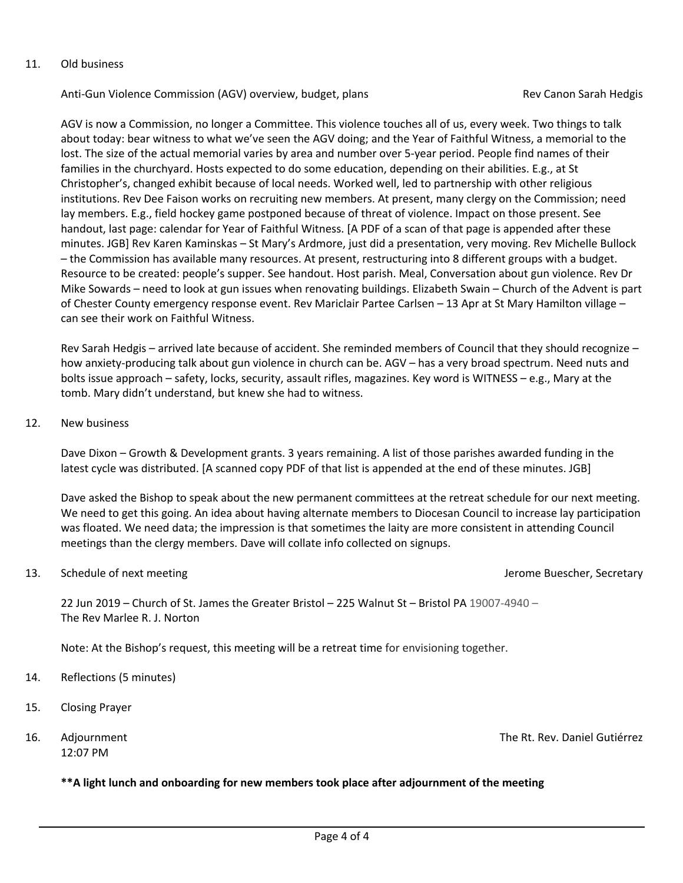11. Old business

   Anti-Gun Violence Commission (AGV) overview, budget, plans — Rev Canon Sarah Hedgis

   AGV is now a Commission, no longer a Committee. This violence touches all of us, every week. Two things to talk about today: bear witness to what we've seen the AGV doing; and the Year of Faithful Witness, a memorial to the lost. The size of the actual memorial varies by area and number over 5-year period. People find names of their families in the churchyard. Hosts expected to do some education, depending on their abilities. E.g., at St Christopher's, changed exhibit because of local needs. Worked well, led to partnership with other religious institutions. Rev Dee Faison works on recruiting new members. At present, many clergy on the Commission; need lay members. E.g., field hockey game postponed because of threat of violence. Impact on those present. See handout, last page: calendar for Year of Faithful Witness. [A PDF of a scan of that page is appended after these minutes. JGB] Rev Karen Kaminskas – St Mary's Ardmore, just did a presentation, very moving. Rev Michelle Bullock – the Commission has available many resources. At present, restructuring into 8 different groups with a budget. Resource to be created: people's supper. See handout. Host parish. Meal, Conversation about gun violence. Rev Dr Mike Sowards – need to look at gun issues when renovating buildings. Elizabeth Swain – Church of the Advent is part of Chester County emergency response event. Rev Mariclair Partee Carlsen – 13 Apr at St Mary Hamilton village – can see their work on Faithful Witness.

   Rev Sarah Hedgis – arrived late because of accident. She reminded members of Council that they should recognize – how anxiety-producing talk about gun violence in church can be. AGV – has a very broad spectrum. Need nuts and bolts issue approach – safety, locks, security, assault rifles, magazines. Key word is WITNESS – e.g., Mary at the tomb. Mary didn't understand, but knew she had to witness.

12. New business

   Dave Dixon – Growth & Development grants. 3 years remaining. A list of those parishes awarded funding in the latest cycle was distributed. [A scanned copy PDF of that list is appended at the end of these minutes. JGB]

   Dave asked the Bishop to speak about the new permanent committees at the retreat schedule for our next meeting. We need to get this going. An idea about having alternate members to Diocesan Council to increase lay participation was floated. We need data; the impression is that sometimes the laity are more consistent in attending Council meetings than the clergy members. Dave will collate info collected on signups.

13. Schedule of next meeting — Jerome Buescher, Secretary

   22 Jun 2019 – Church of St. James the Greater Bristol – 225 Walnut St – Bristol PA 19007-4940 –
   The Rev Marlee R. J. Norton

   Note: At the Bishop's request, this meeting will be a retreat time for envisioning together.

14. Reflections (5 minutes)

15. Closing Prayer

16. Adjournment — The Rt. Rev. Daniel Gutiérrez
   12:07 PM

   **\*\*A light lunch and onboarding for new members took place after adjournment of the meeting**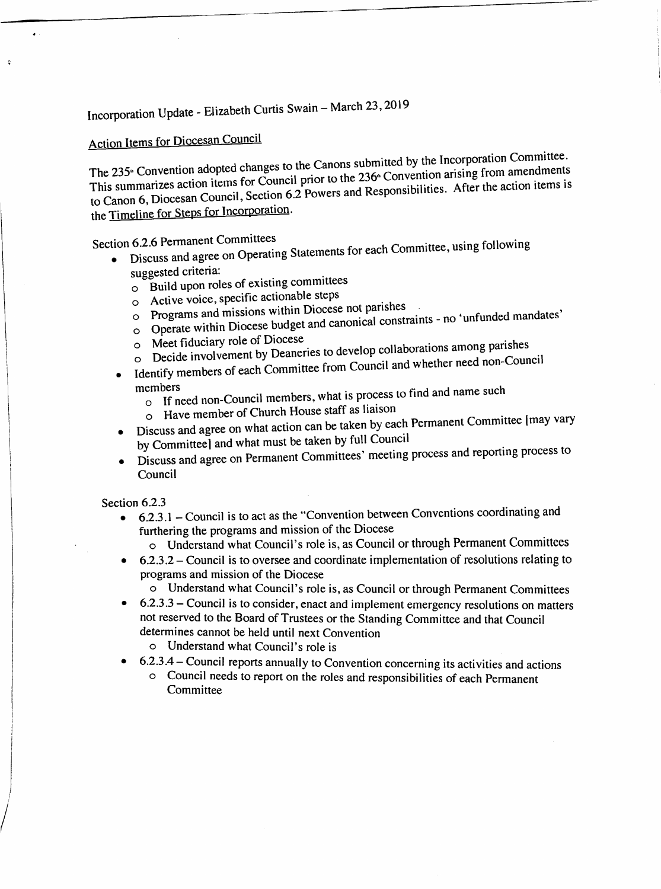Incorporation Update - Elizabeth Curtis Swain – March 23, 2019

## Action Items for Diocesan Council

The 235th Convention adopted changes to the Canons submitted by the Incorporation Committee. This summarizes action items for Council prior to the 236th Convention arising from amendments to Canon 6, Diocesan Council, Section 6.2 Powers and Responsibilities. After the action items is the Timeline for Steps for Incorporation.

Section 6.2.6 Permanent Committees

- Discuss and agree on Operating Statements for each Committee, using following suggested criteria:
  - Build upon roles of existing committees
  - Active voice, specific actionable steps
  - Programs and missions within Diocese not parishes
  - Operate within Diocese budget and canonical constraints - no 'unfunded mandates'
  - Meet fiduciary role of Diocese
  - Decide involvement by Deaneries to develop collaborations among parishes
- Identify members of each Committee from Council and whether need non-Council members
  - If need non-Council members, what is process to find and name such
  - Have member of Church House staff as liaison
- Discuss and agree on what action can be taken by each Permanent Committee [may vary by Committee] and what must be taken by full Council
- Discuss and agree on Permanent Committees' meeting process and reporting process to Council

Section 6.2.3

- 6.2.3.1 – Council is to act as the "Convention between Conventions coordinating and furthering the programs and mission of the Diocese
  - Understand what Council's role is, as Council or through Permanent Committees
- 6.2.3.2 – Council is to oversee and coordinate implementation of resolutions relating to programs and mission of the Diocese
  - Understand what Council's role is, as Council or through Permanent Committees
- 6.2.3.3 – Council is to consider, enact and implement emergency resolutions on matters not reserved to the Board of Trustees or the Standing Committee and that Council determines cannot be held until next Convention
  - Understand what Council's role is
- 6.2.3.4 – Council reports annually to Convention concerning its activities and actions
  - Council needs to report on the roles and responsibilities of each Permanent Committee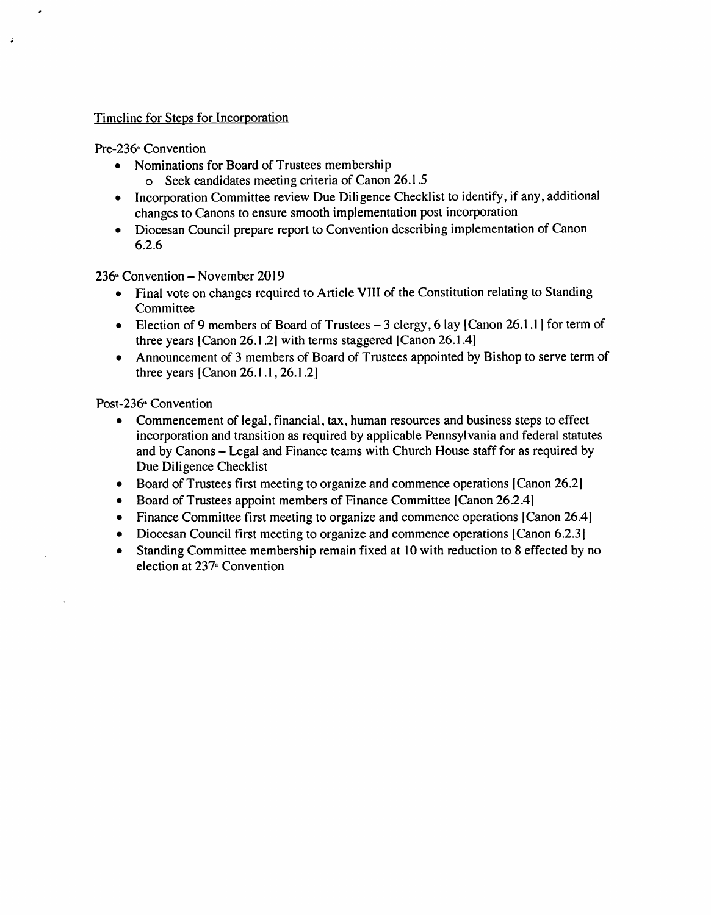Timeline for Steps for Incorporation

Pre-236th Convention

- Nominations for Board of Trustees membership
  - Seek candidates meeting criteria of Canon 26.1.5
- Incorporation Committee review Due Diligence Checklist to identify, if any, additional changes to Canons to ensure smooth implementation post incorporation
- Diocesan Council prepare report to Convention describing implementation of Canon 6.2.6

236th Convention – November 2019

- Final vote on changes required to Article VIII of the Constitution relating to Standing Committee
- Election of 9 members of Board of Trustees – 3 clergy, 6 lay [Canon 26.1.1] for term of three years [Canon 26.1.2] with terms staggered [Canon 26.1.4]
- Announcement of 3 members of Board of Trustees appointed by Bishop to serve term of three years [Canon 26.1.1, 26.1.2]

Post-236th Convention

- Commencement of legal, financial, tax, human resources and business steps to effect incorporation and transition as required by applicable Pennsylvania and federal statutes and by Canons – Legal and Finance teams with Church House staff for as required by Due Diligence Checklist
- Board of Trustees first meeting to organize and commence operations [Canon 26.2]
- Board of Trustees appoint members of Finance Committee [Canon 26.2.4]
- Finance Committee first meeting to organize and commence operations [Canon 26.4]
- Diocesan Council first meeting to organize and commence operations [Canon 6.2.3]
- Standing Committee membership remain fixed at 10 with reduction to 8 effected by no election at 237th Convention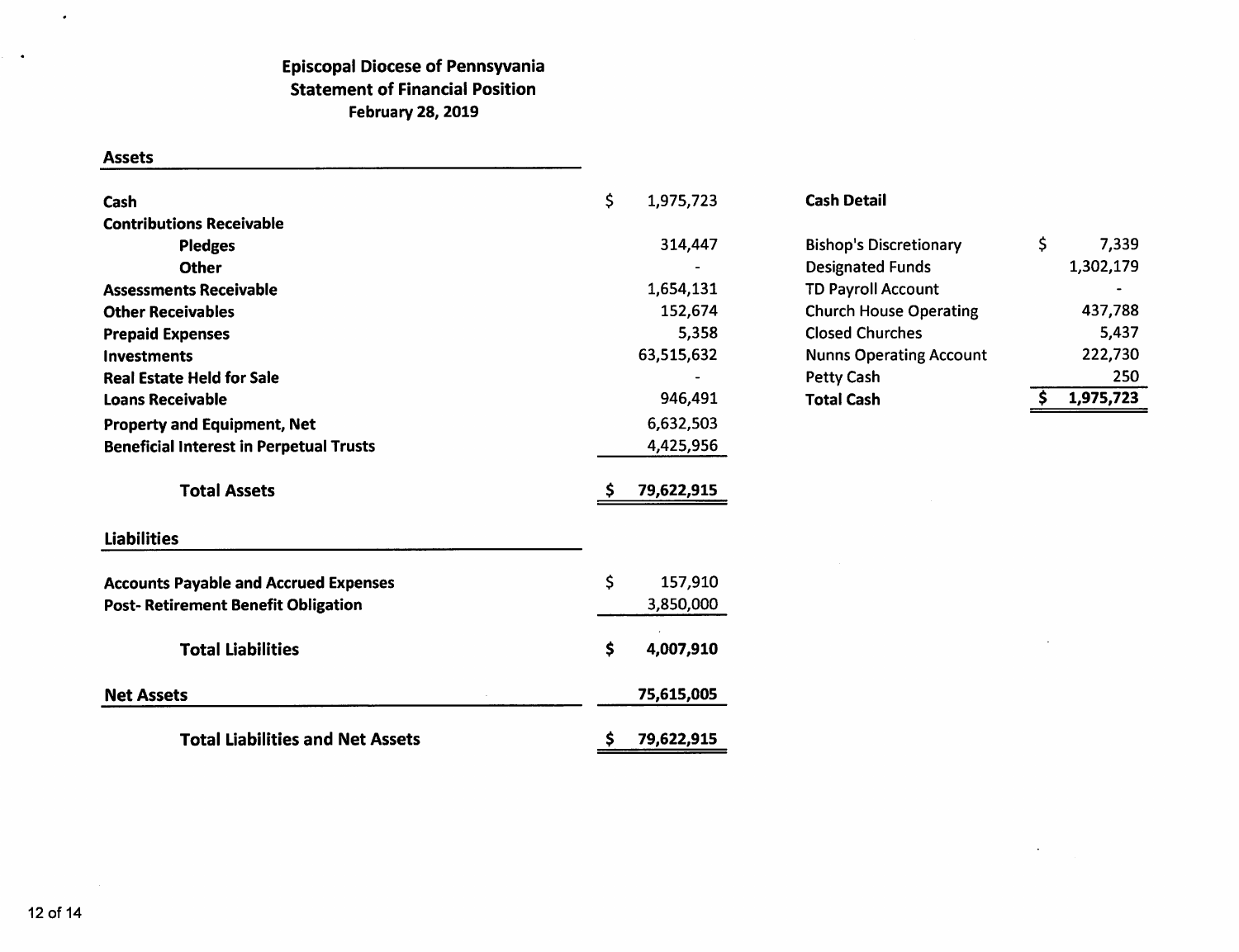# Episcopal Diocese of Pennsyvania
## Statement of Financial Position
### February 28, 2019

| Assets | |
|---|---|
| **Cash** | $ 1,975,723 |
| **Contributions Receivable** | |
| **Pledges** | 314,447 |
| **Other** | - |
| **Assessments Receivable** | 1,654,131 |
| **Other Receivables** | 152,674 |
| **Prepaid Expenses** | 5,358 |
| **Investments** | 63,515,632 |
| **Real Estate Held for Sale** | - |
| **Loans Receivable** | 946,491 |
| **Property and Equipment, Net** | 6,632,503 |
| **Beneficial Interest in Perpetual Trusts** | 4,425,956 |
| **Total Assets** | $ 79,622,915 |

| Liabilities | |
|---|---|
| **Accounts Payable and Accrued Expenses** | $ 157,910 |
| **Post- Retirement Benefit Obligation** | 3,850,000 |
| **Total Liabilities** | $ 4,007,910 |
| **Net Assets** | 75,615,005 |
| **Total Liabilities and Net Assets** | $ 79,622,915 |

| Cash Detail | |
|---|---|
| Bishop's Discretionary | $ 7,339 |
| Designated Funds | 1,302,179 |
| TD Payroll Account | - |
| Church House Operating | 437,788 |
| Closed Churches | 5,437 |
| Nunns Operating Account | 222,730 |
| Petty Cash | 250 |
| **Total Cash** | $ 1,975,723 |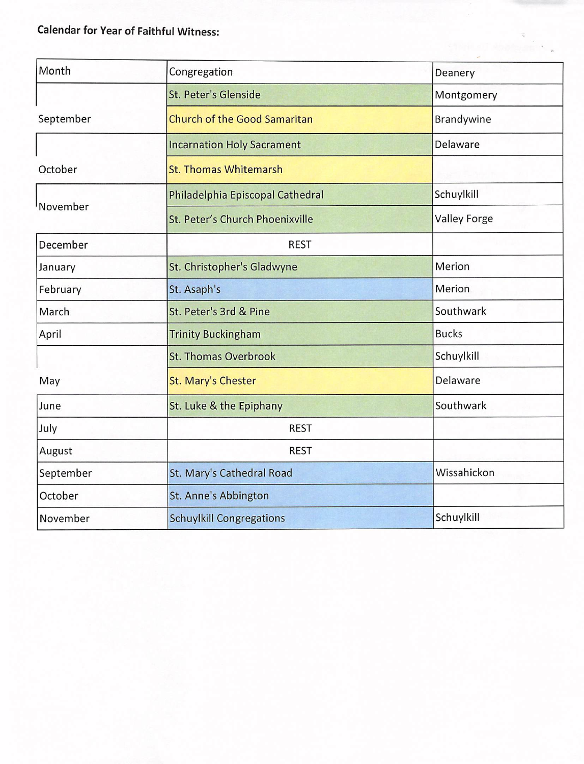**Calendar for Year of Faithful Witness:**

| Month | Congregation | Deanery |
|---|---|---|
| September | St. Peter's Glenside | Montgomery |
| | Church of the Good Samaritan | Brandywine |
| October | Incarnation Holy Sacrament | Delaware |
| | St. Thomas Whitemarsh | |
| November | Philadelphia Episcopal Cathedral | Schuylkill |
| | St. Peter's Church Phoenixville | Valley Forge |
| December | REST | |
| January | St. Christopher's Gladwyne | Merion |
| February | St. Asaph's | Merion |
| March | St. Peter's 3rd & Pine | Southwark |
| April | Trinity Buckingham | Bucks |
| May | St. Thomas Overbrook | Schuylkill |
| | St. Mary's Chester | Delaware |
| June | St. Luke & the Epiphany | Southwark |
| July | REST | |
| August | REST | |
| September | St. Mary's Cathedral Road | Wissahickon |
| October | St. Anne's Abbington | |
| November | Schuylkill Congregations | Schuylkill |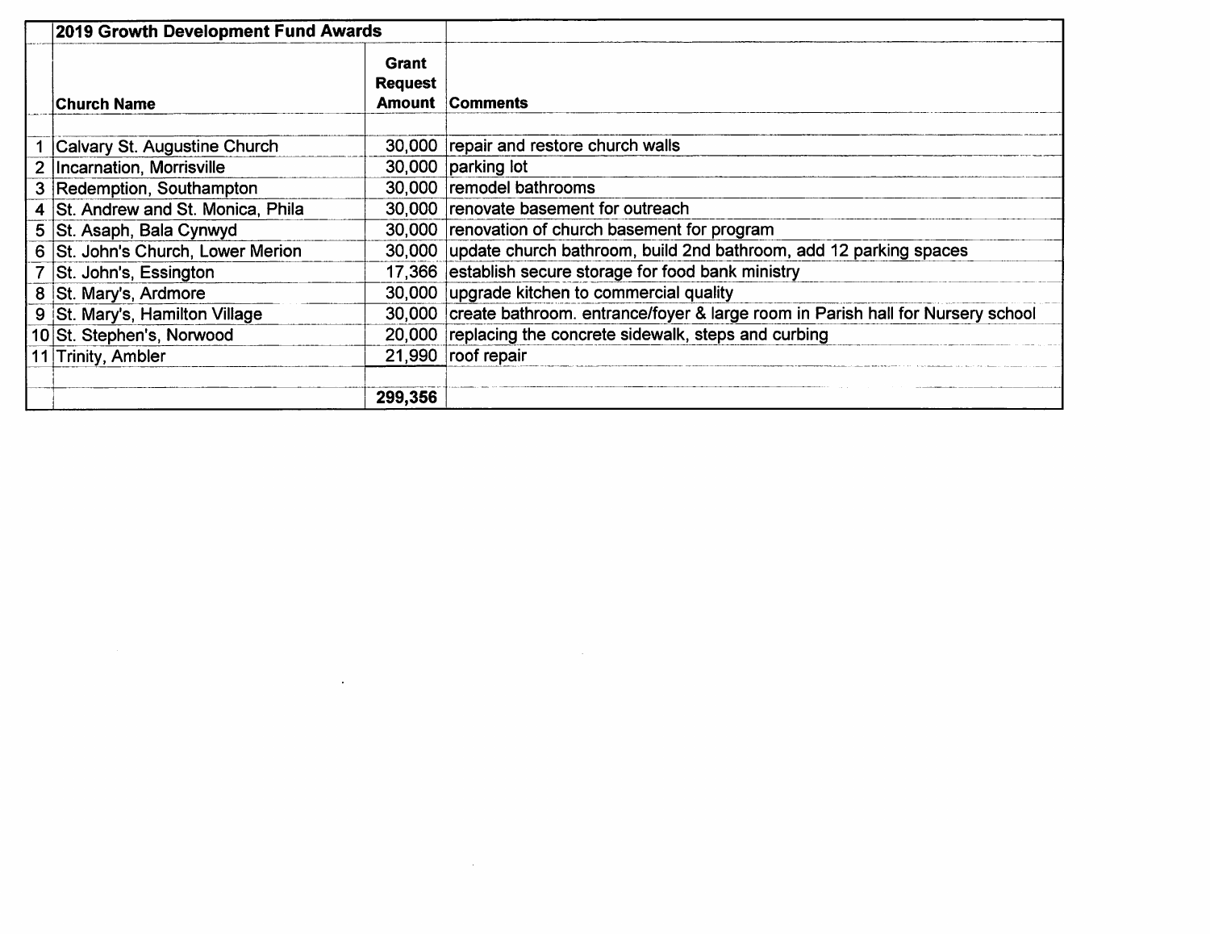| | 2019 Growth Development Fund Awards | | |
|---|---|---|---|
| | **Church Name** | **Grant Request Amount** | **Comments** |
| 1 | Calvary St. Augustine Church | 30,000 | repair and restore church walls |
| 2 | Incarnation, Morrisville | 30,000 | parking lot |
| 3 | Redemption, Southampton | 30,000 | remodel bathrooms |
| 4 | St. Andrew and St. Monica, Phila | 30,000 | renovate basement for outreach |
| 5 | St. Asaph, Bala Cynwyd | 30,000 | renovation of church basement for program |
| 6 | St. John's Church, Lower Merion | 30,000 | update church bathroom, build 2nd bathroom, add 12 parking spaces |
| 7 | St. John's, Essington | 17,366 | establish secure storage for food bank ministry |
| 8 | St. Mary's, Ardmore | 30,000 | upgrade kitchen to commercial quality |
| 9 | St. Mary's, Hamilton Village | 30,000 | create bathroom. entrance/foyer & large room in Parish hall for Nursery school |
| 10 | St. Stephen's, Norwood | 20,000 | replacing the concrete sidewalk, steps and curbing |
| 11 | Trinity, Ambler | 21,990 | roof repair |
| | | **299,356** | |